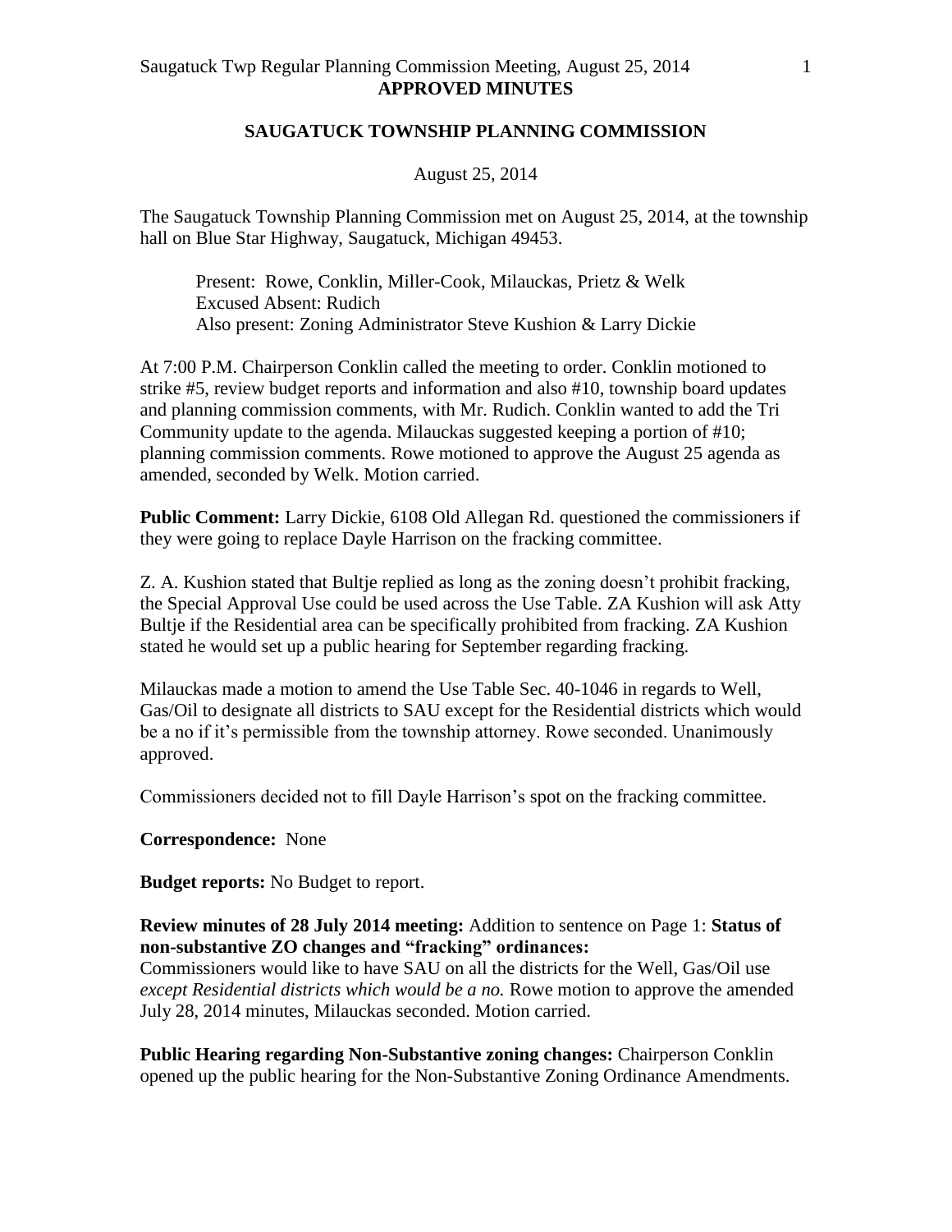**APPROVED MINUTES**

## SAUGATUCK TOWNSHIP PLANNING COMMISSION

August 25, 2014

The Saugatuck Township Planning Commission met on August 25, 2014, at the township hall on Blue Star Highway, Saugatuck, Michigan 49453.

> Present: Rowe, Conklin, Miller-Cook, Milauckas, Prietz & Welk
> Excused Absent: Rudich
> Also present: Zoning Administrator Steve Kushion & Larry Dickie

At 7:00 P.M. Chairperson Conklin called the meeting to order. Conklin motioned to strike #5, review budget reports and information and also #10, township board updates and planning commission comments, with Mr. Rudich. Conklin wanted to add the Tri Community update to the agenda. Milauckas suggested keeping a portion of #10; planning commission comments. Rowe motioned to approve the August 25 agenda as amended, seconded by Welk. Motion carried.

**Public Comment:** Larry Dickie, 6108 Old Allegan Rd. questioned the commissioners if they were going to replace Dayle Harrison on the fracking committee.

Z. A. Kushion stated that Bultje replied as long as the zoning doesn't prohibit fracking, the Special Approval Use could be used across the Use Table. ZA Kushion will ask Atty Bultje if the Residential area can be specifically prohibited from fracking. ZA Kushion stated he would set up a public hearing for September regarding fracking.

Milauckas made a motion to amend the Use Table Sec. 40-1046 in regards to Well, Gas/Oil to designate all districts to SAU except for the Residential districts which would be a no if it's permissible from the township attorney. Rowe seconded. Unanimously approved.

Commissioners decided not to fill Dayle Harrison's spot on the fracking committee.

**Correspondence:** None

**Budget reports:** No Budget to report.

**Review minutes of 28 July 2014 meeting:** Addition to sentence on Page 1: **Status of non-substantive ZO changes and "fracking" ordinances:**
Commissioners would like to have SAU on all the districts for the Well, Gas/Oil use *except Residential districts which would be a no.* Rowe motion to approve the amended July 28, 2014 minutes, Milauckas seconded. Motion carried.

**Public Hearing regarding Non-Substantive zoning changes:** Chairperson Conklin opened up the public hearing for the Non-Substantive Zoning Ordinance Amendments.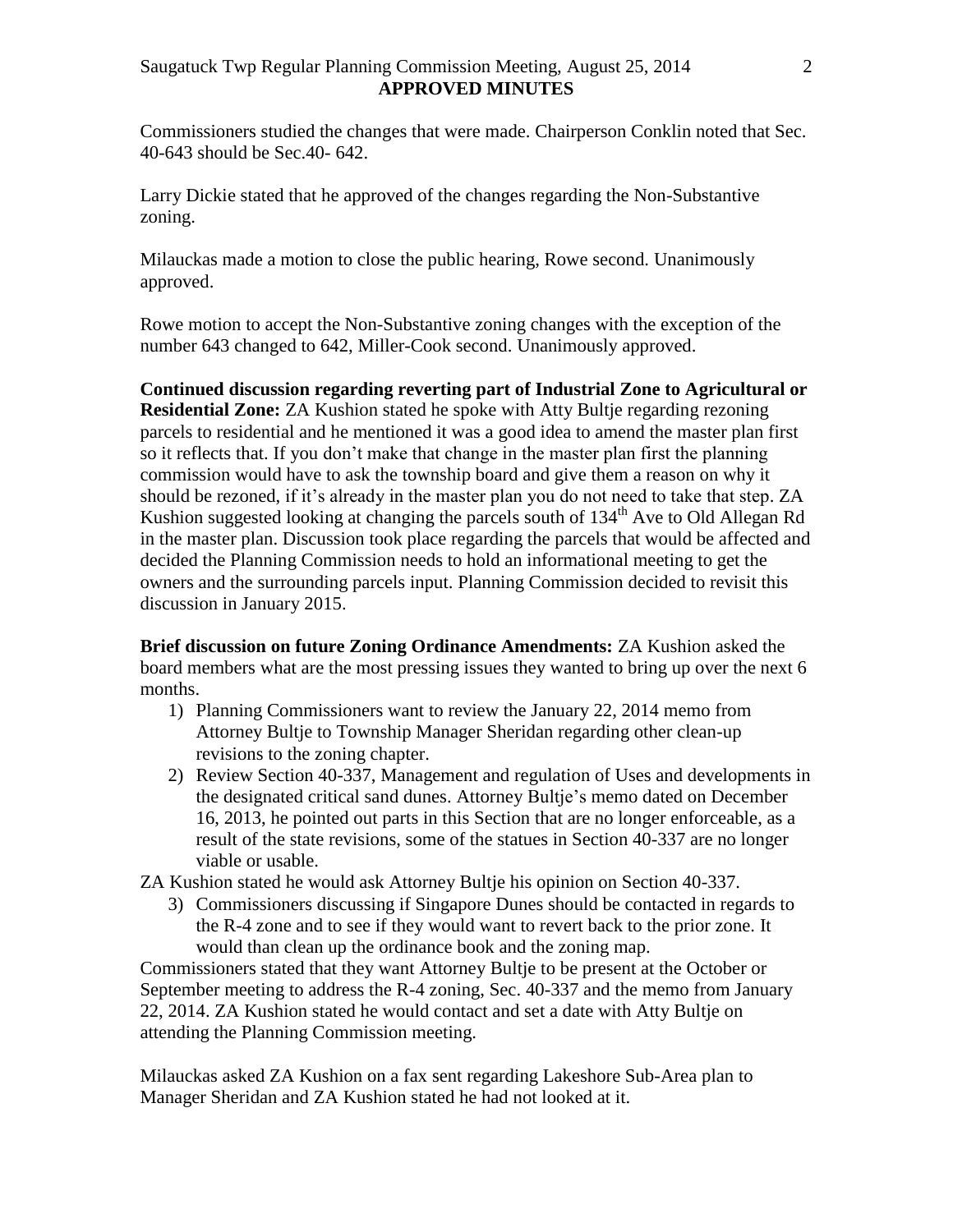Commissioners studied the changes that were made. Chairperson Conklin noted that Sec. 40-643 should be Sec.40- 642.

Larry Dickie stated that he approved of the changes regarding the Non-Substantive zoning.

Milauckas made a motion to close the public hearing, Rowe second. Unanimously approved.

Rowe motion to accept the Non-Substantive zoning changes with the exception of the number 643 changed to 642, Miller-Cook second. Unanimously approved.

**Continued discussion regarding reverting part of Industrial Zone to Agricultural or Residential Zone:** ZA Kushion stated he spoke with Atty Bultje regarding rezoning parcels to residential and he mentioned it was a good idea to amend the master plan first so it reflects that. If you don't make that change in the master plan first the planning commission would have to ask the township board and give them a reason on why it should be rezoned, if it's already in the master plan you do not need to take that step. ZA Kushion suggested looking at changing the parcels south of 134th Ave to Old Allegan Rd in the master plan. Discussion took place regarding the parcels that would be affected and decided the Planning Commission needs to hold an informational meeting to get the owners and the surrounding parcels input. Planning Commission decided to revisit this discussion in January 2015.

**Brief discussion on future Zoning Ordinance Amendments:** ZA Kushion asked the board members what are the most pressing issues they wanted to bring up over the next 6 months.

1) Planning Commissioners want to review the January 22, 2014 memo from Attorney Bultje to Township Manager Sheridan regarding other clean-up revisions to the zoning chapter.
2) Review Section 40-337, Management and regulation of Uses and developments in the designated critical sand dunes. Attorney Bultje's memo dated on December 16, 2013, he pointed out parts in this Section that are no longer enforceable, as a result of the state revisions, some of the statues in Section 40-337 are no longer viable or usable.

ZA Kushion stated he would ask Attorney Bultje his opinion on Section 40-337.

3) Commissioners discussing if Singapore Dunes should be contacted in regards to the R-4 zone and to see if they would want to revert back to the prior zone. It would than clean up the ordinance book and the zoning map.

Commissioners stated that they want Attorney Bultje to be present at the October or September meeting to address the R-4 zoning, Sec. 40-337 and the memo from January 22, 2014. ZA Kushion stated he would contact and set a date with Atty Bultje on attending the Planning Commission meeting.

Milauckas asked ZA Kushion on a fax sent regarding Lakeshore Sub-Area plan to Manager Sheridan and ZA Kushion stated he had not looked at it.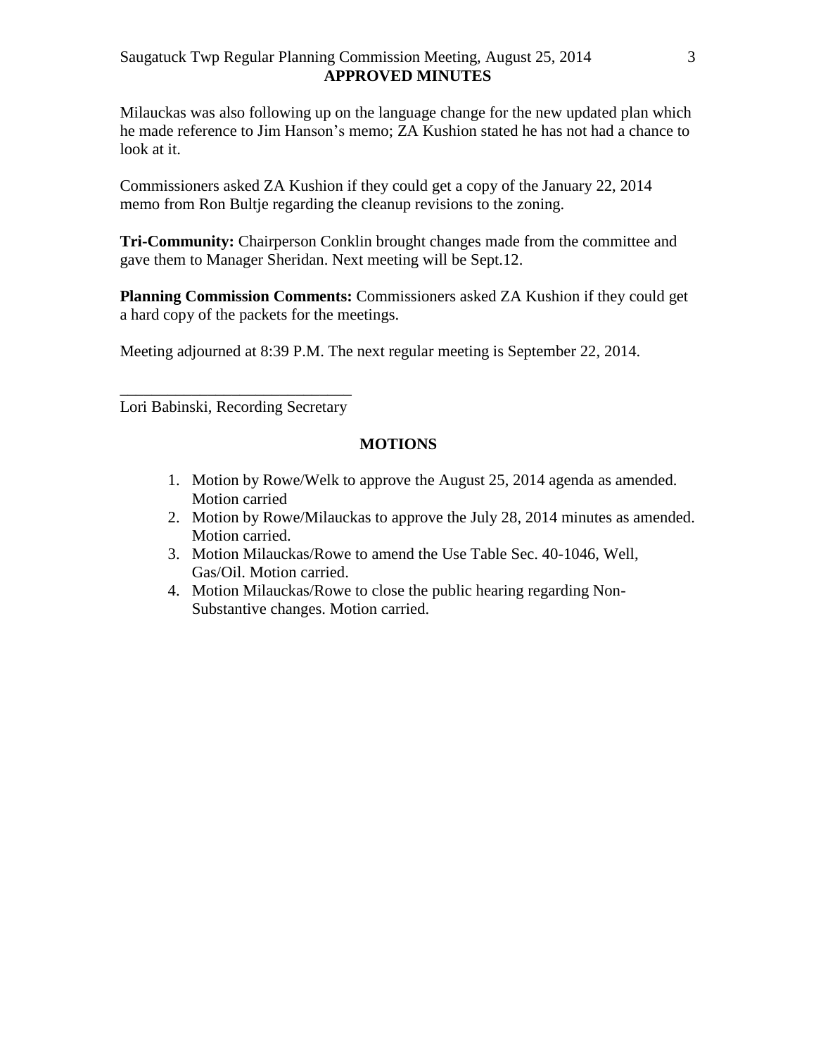Milauckas was also following up on the language change for the new updated plan which he made reference to Jim Hanson's memo; ZA Kushion stated he has not had a chance to look at it.

Commissioners asked ZA Kushion if they could get a copy of the January 22, 2014 memo from Ron Bultje regarding the cleanup revisions to the zoning.

**Tri-Community:** Chairperson Conklin brought changes made from the committee and gave them to Manager Sheridan. Next meeting will be Sept.12.

**Planning Commission Comments:** Commissioners asked ZA Kushion if they could get a hard copy of the packets for the meetings.

Meeting adjourned at 8:39 P.M. The next regular meeting is September 22, 2014.

\_\_\_\_\_\_\_\_\_\_\_\_\_\_\_\_\_\_\_\_\_\_\_\_\_\_\_\_\_
Lori Babinski, Recording Secretary

## MOTIONS

1. Motion by Rowe/Welk to approve the August 25, 2014 agenda as amended. Motion carried
2. Motion by Rowe/Milauckas to approve the July 28, 2014 minutes as amended. Motion carried.
3. Motion Milauckas/Rowe to amend the Use Table Sec. 40-1046, Well, Gas/Oil. Motion carried.
4. Motion Milauckas/Rowe to close the public hearing regarding Non-Substantive changes. Motion carried.